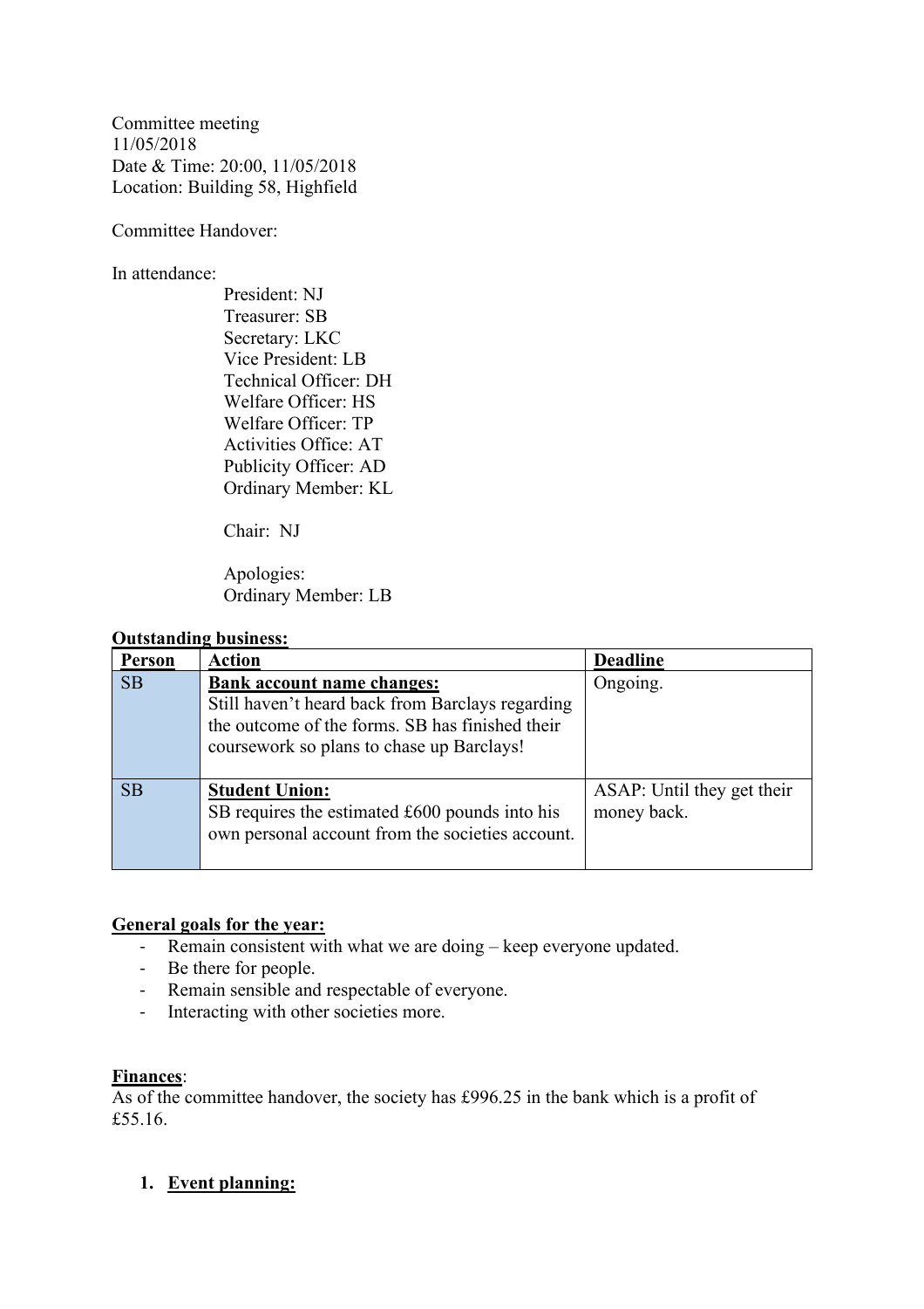Committee meeting
11/05/2018
Date & Time: 20:00, 11/05/2018
Location: Building 58, Highfield

Committee Handover:

In attendance:

President: NJ
Treasurer: SB
Secretary: LKC
Vice President: LB
Technical Officer: DH
Welfare Officer: HS
Welfare Officer: TP
Activities Office: AT
Publicity Officer: AD
Ordinary Member: KL

Chair: NJ

Apologies:
Ordinary Member: LB

**Outstanding business:**

| **Person** | **Action** | **Deadline** |
|---|---|---|
| SB | **Bank account name changes:** Still haven't heard back from Barclays regarding the outcome of the forms. SB has finished their coursework so plans to chase up Barclays! | Ongoing. |
| SB | **Student Union:** SB requires the estimated £600 pounds into his own personal account from the societies account. | ASAP: Until they get their money back. |

**General goals for the year:**

- Remain consistent with what we are doing – keep everyone updated.
- Be there for people.
- Remain sensible and respectable of everyone.
- Interacting with other societies more.

**Finances**:
As of the committee handover, the society has £996.25 in the bank which is a profit of £55.16.

1. **Event planning:**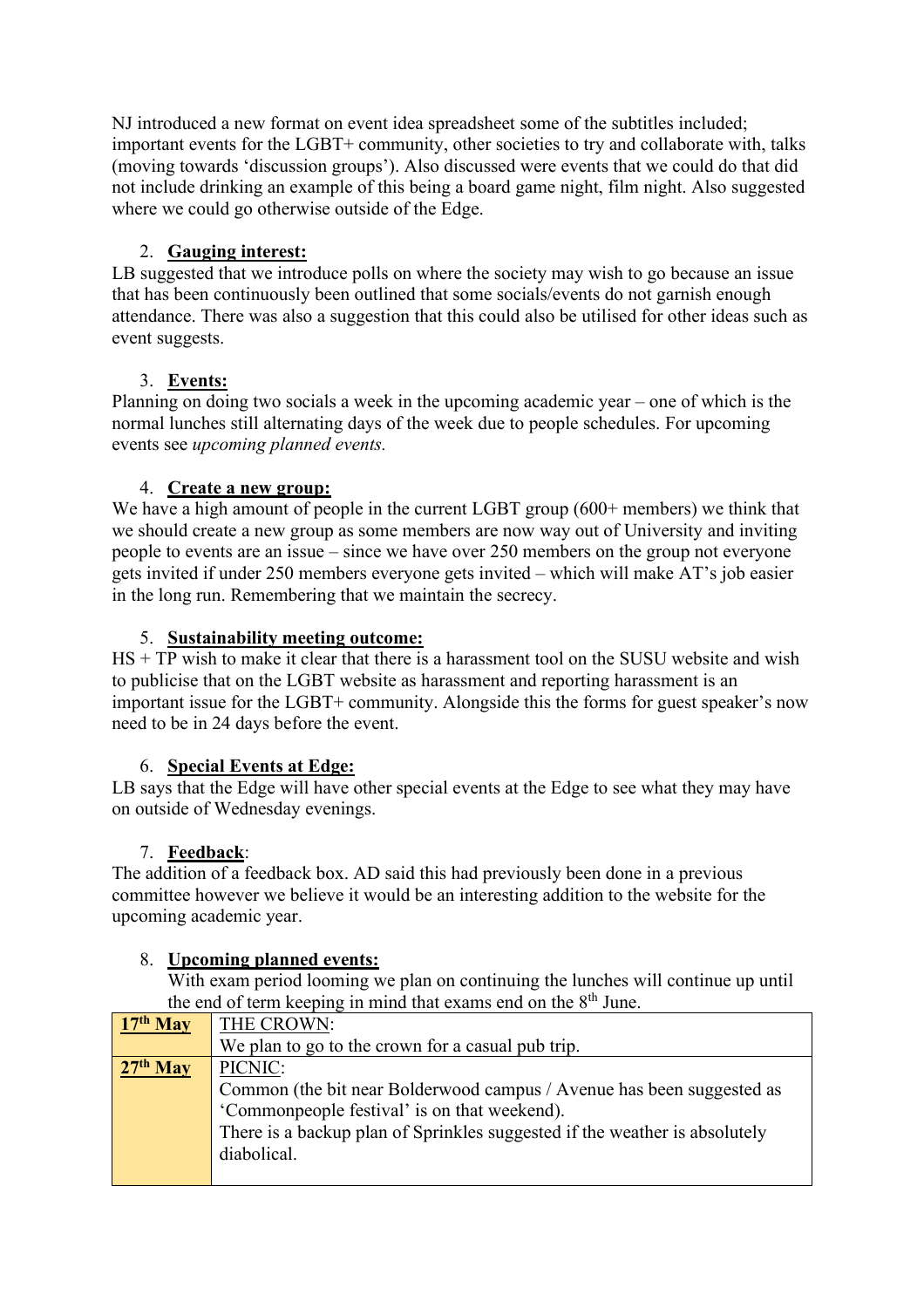NJ introduced a new format on event idea spreadsheet some of the subtitles included; important events for the LGBT+ community, other societies to try and collaborate with, talks (moving towards 'discussion groups'). Also discussed were events that we could do that did not include drinking an example of this being a board game night, film night. Also suggested where we could go otherwise outside of the Edge.

2. **Gauging interest:**

LB suggested that we introduce polls on where the society may wish to go because an issue that has been continuously been outlined that some socials/events do not garnish enough attendance. There was also a suggestion that this could also be utilised for other ideas such as event suggests.

3. **Events:**

Planning on doing two socials a week in the upcoming academic year – one of which is the normal lunches still alternating days of the week due to people schedules. For upcoming events see *upcoming planned events.*

4. **Create a new group:**

We have a high amount of people in the current LGBT group (600+ members) we think that we should create a new group as some members are now way out of University and inviting people to events are an issue – since we have over 250 members on the group not everyone gets invited if under 250 members everyone gets invited – which will make AT's job easier in the long run. Remembering that we maintain the secrecy.

5. **Sustainability meeting outcome:**

HS + TP wish to make it clear that there is a harassment tool on the SUSU website and wish to publicise that on the LGBT website as harassment and reporting harassment is an important issue for the LGBT+ community. Alongside this the forms for guest speaker's now need to be in 24 days before the event.

6. **Special Events at Edge:**

LB says that the Edge will have other special events at the Edge to see what they may have on outside of Wednesday evenings.

7. **Feedback**:

The addition of a feedback box. AD said this had previously been done in a previous committee however we believe it would be an interesting addition to the website for the upcoming academic year.

8. **Upcoming planned events:**

With exam period looming we plan on continuing the lunches will continue up until the end of term keeping in mind that exams end on the 8th June.

| **17th May** | THE CROWN:<br>We plan to go to the crown for a casual pub trip. |
|---|---|
| **27th May** | PICNIC:<br>Common (the bit near Bolderwood campus / Avenue has been suggested as 'Commonpeople festival' is on that weekend).<br>There is a backup plan of Sprinkles suggested if the weather is absolutely diabolical. |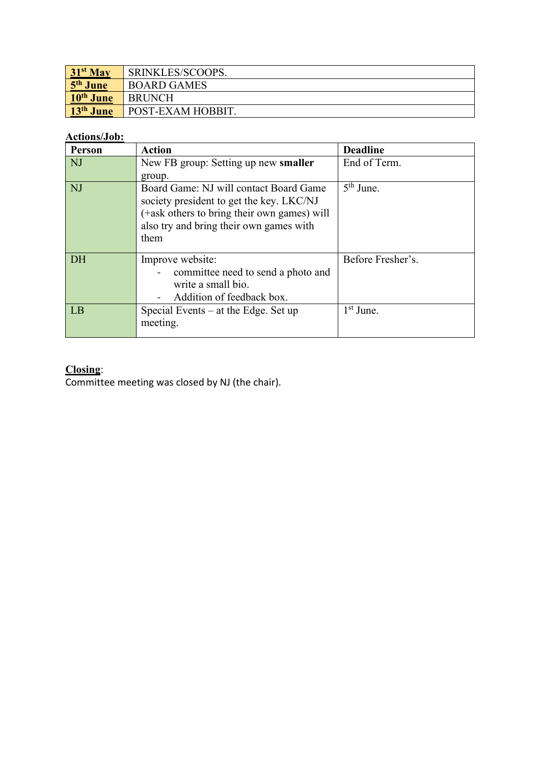| | |
|---|---|
| **31st May** | SRINKLES/SCOOPS. |
| **5th June** | BOARD GAMES |
| **10th June** | BRUNCH |
| **13th June** | POST-EXAM HOBBIT. |

**Actions/Job:**

| Person | Action | Deadline |
|---|---|---|
| NJ | New FB group: Setting up new **smaller** group. | End of Term. |
| NJ | Board Game: NJ will contact Board Game society president to get the key. LKC/NJ (+ask others to bring their own games) will also try and bring their own games with them | 5th June. |
| DH | Improve website:<br>- committee need to send a photo and write a small bio.<br>- Addition of feedback box. | Before Fresher's. |
| LB | Special Events – at the Edge. Set up meeting. | 1st June. |

**Closing**:
Committee meeting was closed by NJ (the chair).